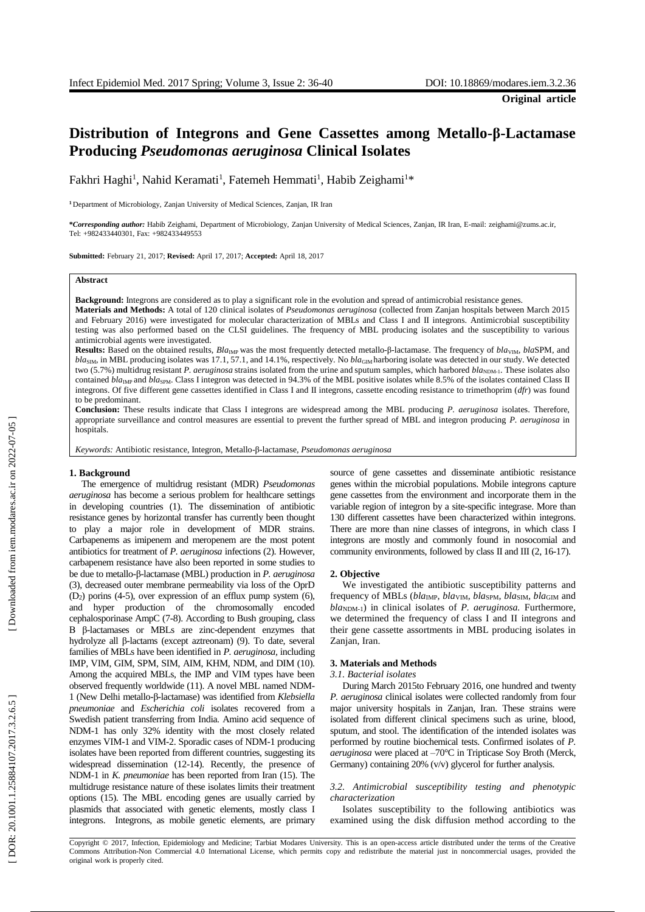**Original article**

# Distribution of Integrons and Gene Cassettes among Metallo-β-Lactamase Producing *Pseudomonas aeruginosa* Clinical Isolates

Fakhri Haghi[1], Nahid Keramati[1], Fatemeh Hemmati[1], Habib Zeighami[1]*

[1] Department of Microbiology, Zanjan University of Medical Sciences, Zanjan, IR Iran

***Corresponding author:** Habib Zeighami, Department of Microbiology, Zanjan University of Medical Sciences, Zanjan, IR Iran, E-mail: zeighami@zums.ac.ir, Tel: +982433440301, Fax: +982433449553

**Submitted:** February 21, 2017; **Revised:** April 17, 2017; **Accepted:** April 18, 2017

**Abstract**

**Background:** Integrons are considered as to play a significant role in the evolution and spread of antimicrobial resistance genes.

**Materials and Methods:** A total of 120 clinical isolates of *Pseudomonas aeruginosa* (collected from Zanjan hospitals between March 2015 and February 2016) were investigated for molecular characterization of MBLs and Class I and II integrons. Antimicrobial susceptibility testing was also performed based on the CLSI guidelines. The frequency of MBL producing isolates and the susceptibility to various antimicrobial agents were investigated.

**Results:** Based on the obtained results, *Bla*$_{IMP}$ was the most frequently detected metallo-β-lactamase. The frequency of *bla*$_{VIM}$, *bla*SPM, and *bla*$_{SIM}$, in MBL producing isolates was 17.1, 57.1, and 14.1%, respectively. No *bla*$_{GIM}$ harboring isolate was detected in our study. We detected two (5.7%) multidrug resistant *P. aeruginosa* strains isolated from the urine and sputum samples, which harbored *bla*$_{NDM-1}$. These isolates also contained *bla*$_{IMP}$ and *bla*$_{SPM}$. Class I integron was detected in 94.3% of the MBL positive isolates while 8.5% of the isolates contained Class II integrons. Of five different gene cassettes identified in Class I and II integrons, cassette encoding resistance to trimethoprim (*dfr*) was found to be predominant.

**Conclusion:** These results indicate that Class I integrons are widespread among the MBL producing *P. aeruginosa* isolates. Therefore, appropriate surveillance and control measures are essential to prevent the further spread of MBL and integron producing *P. aeruginosa* in hospitals.

*Keywords:* Antibiotic resistance, Integron, Metallo-β-lactamase, *Pseudomonas aeruginosa*

## 1. Background

The emergence of multidrug resistant (MDR) *Pseudomonas aeruginosa* has become a serious problem for healthcare settings in developing countries (1). The dissemination of antibiotic resistance genes by horizontal transfer has currently been thought to play a major role in development of MDR strains. Carbapenems as imipenem and meropenem are the most potent antibiotics for treatment of *P. aeruginosa* infections (2). However, carbapenem resistance have also been reported in some studies to be due to metallo-β-lactamase (MBL) production in *P. aeruginosa* (3), decreased outer membrane permeability via loss of the OprD ($D_2$) porins (4-5), over expression of an efflux pump system (6), and hyper production of the chromosomally encoded cephalosporinase AmpC (7-8). According to Bush grouping, class B β-lactamases or MBLs are zinc-dependent enzymes that hydrolyze all β-lactams (except aztreonam) (9). To date, several families of MBLs have been identified in *P. aeruginosa*, including IMP, VIM, GIM, SPM, SIM, AIM, KHM, NDM, and DIM (10). Among the acquired MBLs, the IMP and VIM types have been observed frequently worldwide (11). A novel MBL named NDM-1 (New Delhi metallo-β-lactamase) was identified from *Klebsiella pneumoniae* and *Escherichia coli* isolates recovered from a Swedish patient transferring from India. Amino acid sequence of NDM-1 has only 32% identity with the most closely related enzymes VIM-1 and VIM-2. Sporadic cases of NDM-1 producing isolates have been reported from different countries, suggesting its widespread dissemination (12-14). Recently, the presence of NDM-1 in *K. pneumoniae* has been reported from Iran (15). The multidruge resistance nature of these isolates limits their treatment options (15). The MBL encoding genes are usually carried by plasmids that associated with genetic elements, mostly class I integrons. Integrons, as mobile genetic elements, are primary source of gene cassettes and disseminate antibiotic resistance genes within the microbial populations. Mobile integrons capture gene cassettes from the environment and incorporate them in the variable region of integron by a site-specific integrase. More than 130 different cassettes have been characterized within integrons. There are more than nine classes of integrons, in which class I integrons are mostly and commonly found in nosocomial and community environments, followed by class II and III (2, 16-17).

## 2. Objective

We investigated the antibiotic susceptibility patterns and frequency of MBLs (*bla*$_{IMP}$, *bla*$_{VIM}$, *bla*$_{SPM}$, *bla*$_{SIM}$, *bla*$_{GIM}$ and *bla*$_{NDM-1}$) in clinical isolates of *P. aeruginosa.* Furthermore, we determined the frequency of class I and II integrons and their gene cassette assortments in MBL producing isolates in Zanjan, Iran.

## 3. Materials and Methods

### 3.1. Bacterial isolates

During March 2015to February 2016, one hundred and twenty *P. aeruginosa* clinical isolates were collected randomly from four major university hospitals in Zanjan, Iran. These strains were isolated from different clinical specimens such as urine, blood, sputum, and stool. The identification of the intended isolates was performed by routine biochemical tests. Confirmed isolates of *P. aeruginosa* were placed at –70°C in Tripticase Soy Broth (Merck, Germany) containing 20% (v/v) glycerol for further analysis.

### 3.2. Antimicrobial susceptibility testing and phenotypic characterization

Isolates susceptibility to the following antibiotics was examined using the disk diffusion method according to the

Copyright © 2017, Infection, Epidemiology and Medicine; Tarbiat Modares University. This is an open-access article distributed under the terms of the Creative Commons Attribution-Non Commercial 4.0 International License, which permits copy and redistribute the material just in noncommercial usages, provided the original work is properly cited.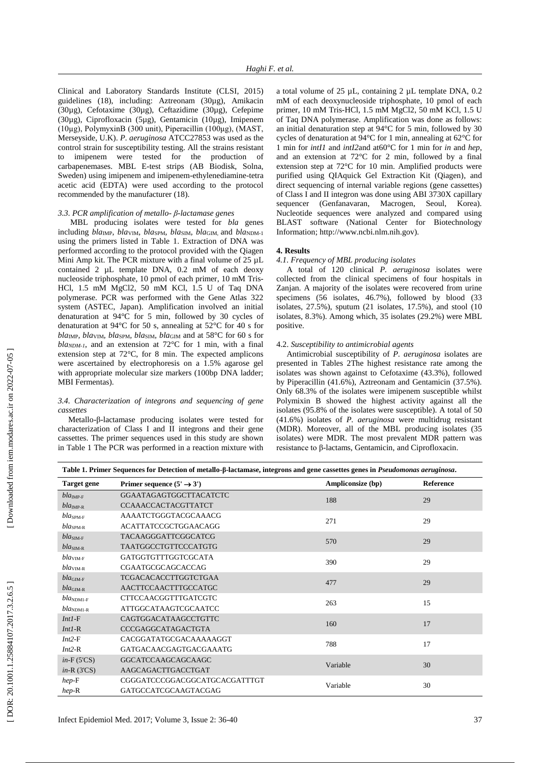Clinical and Laboratory Standards Institute (CLSI, 2015) guidelines (18), including: Aztreonam (30µg), Amikacin (30µg), Cefotaxime (30µg), Ceftazidime (30µg), Cefepime (30µg), Ciprofloxacin (5µg), Gentamicin (10µg), Imipenem (10µg), PolymyxinB (300 unit), Piperacillin (100µg), (MAST, Merseyside, U.K). *P. aeruginosa* ATCC27853 was used as the control strain for susceptibility testing. All the strains resistant to imipenem were tested for the production of carbapenemases. MBL E-test strips (AB Biodisk, Solna, Sweden) using imipenem and imipenem-ethylenediamine-tetra acetic acid (EDTA) were used according to the protocol recommended by the manufacturer (18).

### *3.3. PCR amplification of metallo- β-lactamase genes*

MBL producing isolates were tested for *bla* genes including $bla_{IMP}$, $bla_{VIM}$, $bla_{SPM}$, $bla_{SIM}$, $bla_{GIM}$ and $bla_{NDM-1}$ using the primers listed in Table 1. Extraction of DNA was performed according to the protocol provided with the Qiagen Mini Amp kit. The PCR mixture with a final volume of 25 µL contained 2 µL template DNA, 0.2 mM of each deoxy nucleoside triphosphate, 10 pmol of each primer, 10 mM Tris-HCl, 1.5 mM MgCl2, 50 mM KCl, 1.5 U of Taq DNA polymerase. PCR was performed with the Gene Atlas 322 system (ASTEC, Japan). Amplification involved an initial denaturation at 94°C for 5 min, followed by 30 cycles of denaturation at 94°C for 50 s, annealing at 52°C for 40 s for $bla_{IMP}$, $bla_{VIM}$, $bla_{SPM}$, $bla_{SIM}$, $bla_{GIM}$ and at 58°C for 60 s for $bla_{NDM-1}$, and an extension at 72°C for 1 min, with a final extension step at 72°C, for 8 min. The expected amplicons were ascertained by electrophoresis on a 1.5% agarose gel with appropriate molecular size markers (100bp DNA ladder; MBI Fermentas).

### *3.4. Characterization of integrons and sequencing of gene cassettes*

Metallo-β-lactamase producing isolates were tested for characterization of Class I and II integrons and their gene cassettes. The primer sequences used in this study are shown in Table 1 The PCR was performed in a reaction mixture with a total volume of 25 µL, containing 2 µL template DNA, 0.2 mM of each deoxynucleoside triphosphate, 10 pmol of each primer, 10 mM Tris-HCl, 1.5 mM MgCl2, 50 mM KCl, 1.5 U of Taq DNA polymerase. Amplification was done as follows: an initial denaturation step at 94°C for 5 min, followed by 30 cycles of denaturation at 94°C for 1 min, annealing at 62°C for 1 min for *intI1* and *intI2*and at60°C for 1 min for *in* and *hep*, and an extension at 72°C for 2 min, followed by a final extension step at 72°C for 10 min. Amplified products were purified using QIAquick Gel Extraction Kit (Qiagen), and direct sequencing of internal variable regions (gene cassettes) of Class I and II integron was done using ABI 3730X capillary sequencer (Genfanavaran, Macrogen, Seoul, Korea). Nucleotide sequences were analyzed and compared using BLAST software (National Center for Biotechnology Information; http://www.ncbi.nlm.nih.gov).

## 4. Results

### *4.1. Frequency of MBL producing isolates*

A total of 120 clinical *P. aeruginosa* isolates were collected from the clinical specimens of four hospitals in Zanjan. A majority of the isolates were recovered from urine specimens (56 isolates, 46.7%), followed by blood (33 isolates, 27.5%), sputum (21 isolates, 17.5%), and stool (10 isolates, 8.3%). Among which, 35 isolates (29.2%) were MBL positive.

### 4.2. *Susceptibility to antimicrobial agents*

Antimicrobial susceptibility of *P. aeruginosa* isolates are presented in Tables 2The highest resistance rate among the isolates was shown against to Cefotaxime (43.3%), followed by Piperacillin (41.6%), Aztreonam and Gentamicin (37.5%). Only 68.3% of the isolates were imipenem susceptible whilst Polymixin B showed the highest activity against all the isolates (95.8% of the isolates were susceptible). A total of 50 (41.6%) isolates of *P. aeruginosa* were multidrug resistant (MDR). Moreover, all of the MBL producing isolates (35 isolates) were MDR. The most prevalent MDR pattern was resistance to β-lactams, Gentamicin, and Ciprofloxacin.

**Table 1. Primer Sequences for Detection of metallo-β-lactamase, integrons and gene cassettes genes in *Pseudomonas aeruginosa*.**

| Target gene | Primer sequence (5' → 3') | Ampliconsize (bp) | Reference |
|---|---|---|---|
| $bla_{IMP-F}$ | GGAATAGAGTGGCTTACATCTC | 188 | 29 |
| $bla_{IMP-R}$ | CCAAACCACTACGTTATCT | | |
| $bla_{SPM-F}$ | AAAATCTGGGTACGCAAACG | 271 | 29 |
| $bla_{SPM-R}$ | ACATTATCCGCTGGAACAGG | | |
| $bla_{SIM-F}$ | TACAAGGGATTCGGCATCG | 570 | 29 |
| $bla_{SIM-R}$ | TAATGGCCTGTTCCCATGTG | | |
| $bla_{VIM-F}$ | GATGGTGTTTGGTCGCATA | 390 | 29 |
| $bla_{VIM-R}$ | CGAATGCGCAGCACCAG | | |
| $bla_{GIM-F}$ | TCGACACACCTTGGTCTGAA | 477 | 29 |
| $bla_{GIM-R}$ | AACTTCCAACTTTGCCATGC | | |
| $bla_{NDM1-F}$ | CTTCCAACGGTTTGATCGTC | 263 | 15 |
| $bla_{NDM1-R}$ | ATTGGCATAAGTCGCAATCC | | |
| *Int1*-F | CAGTGGACATAAGCCTGTTC | 160 | 17 |
| *Int1*-R | CCCGAGGCATAGACTGTA | | |
| *Int2*-F | CACGGATATGCGACAAAAAGGT | 788 | 17 |
| *Int2*-R | GATGACAACGAGTGACGAAATG | | |
| *in*-F (5'CS) | GGCATCCAAGCAGCAAGC | Variable | 30 |
| *in*-R (3'CS) | AAGCAGACTTGACCTGAT | | |
| *hep*-F | CGGGATCCCGGACGGCATGCACGATTTGT | Variable | 30 |
| *hep*-R | GATGCCATCGCAAGTACGAG | | |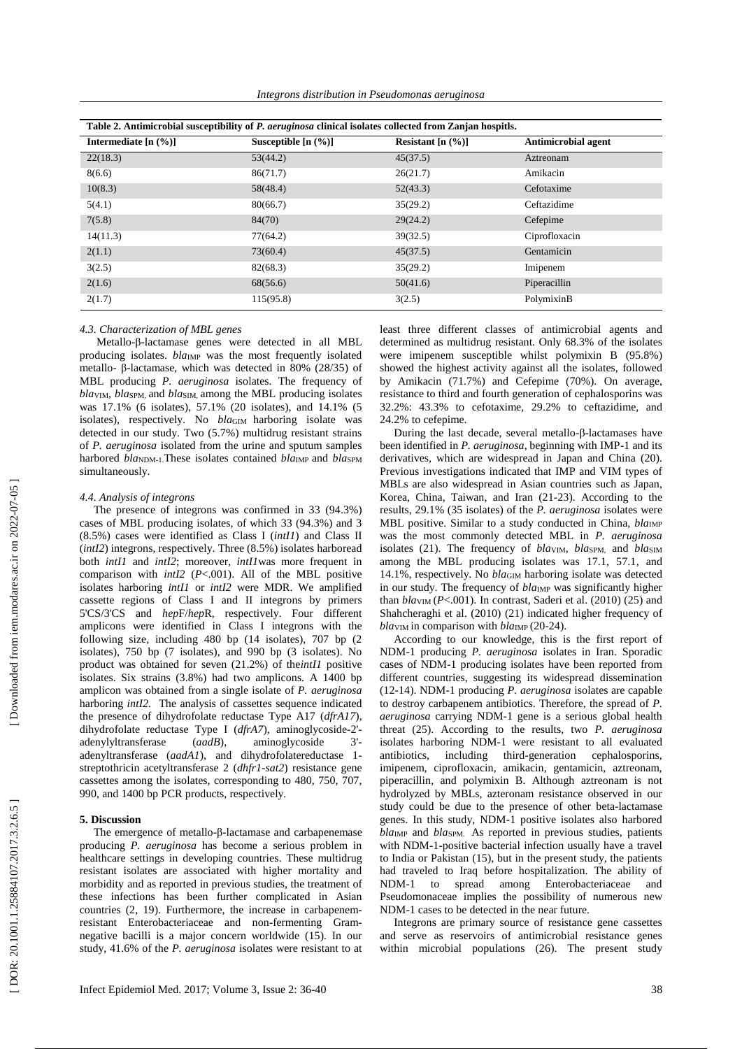**Table 2. Antimicrobial susceptibility of *P. aeruginosa* clinical isolates collected from Zanjan hospitls.**

| Intermediate [n (%)] | Susceptible [n (%)] | Resistant [n (%)] | Antimicrobial agent |
|---|---|---|---|
| 22(18.3) | 53(44.2) | 45(37.5) | Aztreonam |
| 8(6.6) | 86(71.7) | 26(21.7) | Amikacin |
| 10(8.3) | 58(48.4) | 52(43.3) | Cefotaxime |
| 5(4.1) | 80(66.7) | 35(29.2) | Ceftazidime |
| 7(5.8) | 84(70) | 29(24.2) | Cefepime |
| 14(11.3) | 77(64.2) | 39(32.5) | Ciprofloxacin |
| 2(1.1) | 73(60.4) | 45(37.5) | Gentamicin |
| 3(2.5) | 82(68.3) | 35(29.2) | Imipenem |
| 2(1.6) | 68(56.6) | 50(41.6) | Piperacillin |
| 2(1.7) | 115(95.8) | 3(2.5) | PolymixinB |

### 4.3. Characterization of MBL genes

Metallo-β-lactamase genes were detected in all MBL producing isolates. *bla*$_{IMP}$ was the most frequently isolated metallo- β-lactamase, which was detected in 80% (28/35) of MBL producing *P. aeruginosa* isolates. The frequency of *bla*$_{VIM}$, *bla*$_{SPM,}$ and *bla*$_{SIM,}$ among the MBL producing isolates was 17.1% (6 isolates), 57.1% (20 isolates), and 14.1% (5 isolates), respectively. No *bla*$_{GIM}$ harboring isolate was detected in our study. Two (5.7%) multidrug resistant strains of *P. aeruginosa* isolated from the urine and sputum samples harbored *bla*$_{NDM-1.}$These isolates contained *bla*$_{IMP}$ and *bla*$_{SPM}$ simultaneously.

### 4.4. Analysis of integrons

The presence of integrons was confirmed in 33 (94.3%) cases of MBL producing isolates, of which 33 (94.3%) and 3 (8.5%) cases were identified as Class I (*intI1*) and Class II (*intI2*) integrons, respectively. Three (8.5%) isolates harboread both *intI1* and *intI2*; moreover, *intI1*was more frequent in comparison with *intI2* ($P$<.001). All of the MBL positive isolates harboring *intI1* or *intI2* were MDR. We amplified cassette regions of Class I and II integrons by primers 5'CS/3'CS and *hep*F/*hep*R, respectively. Four different amplicons were identified in Class I integrons with the following size, including 480 bp (14 isolates), 707 bp (2 isolates), 750 bp (7 isolates), and 990 bp (3 isolates). No product was obtained for seven (21.2%) of the*intI1* positive isolates. Six strains (3.8%) had two amplicons. A 1400 bp amplicon was obtained from a single isolate of *P. aeruginosa* harboring *intI2*. The analysis of cassettes sequence indicated the presence of dihydrofolate reductase Type A17 (*dfrA17*), dihydrofolate reductase Type I (*dfrA7*), aminoglycoside-2'-adenylyltransferase (*aadB*), aminoglycoside 3'-adenyltransferase (*aadA1*), and dihydrofolatereductase 1-streptothricin acetyltransferase 2 (*dhfr1-sat2*) resistance gene cassettes among the isolates, corresponding to 480, 750, 707, 990, and 1400 bp PCR products, respectively.

## 5. Discussion

The emergence of metallo-β-lactamase and carbapenemase producing *P. aeruginosa* has become a serious problem in healthcare settings in developing countries. These multidrug resistant isolates are associated with higher mortality and morbidity and as reported in previous studies, the treatment of these infections has been further complicated in Asian countries (2, 19). Furthermore, the increase in carbapenem-resistant Enterobacteriaceae and non-fermenting Gram-negative bacilli is a major concern worldwide (15). In our study, 41.6% of the *P. aeruginosa* isolates were resistant to at least three different classes of antimicrobial agents and determined as multidrug resistant. Only 68.3% of the isolates were imipenem susceptible whilst polymixin B (95.8%) showed the highest activity against all the isolates, followed by Amikacin (71.7%) and Cefepime (70%). On average, resistance to third and fourth generation of cephalosporins was 32.2%: 43.3% to cefotaxime, 29.2% to ceftazidime, and 24.2% to cefepime.

During the last decade, several metallo-β-lactamases have been identified in *P. aeruginosa*, beginning with IMP-1 and its derivatives, which are widespread in Japan and China (20). Previous investigations indicated that IMP and VIM types of MBLs are also widespread in Asian countries such as Japan, Korea, China, Taiwan, and Iran (21-23). According to the results, 29.1% (35 isolates) of the *P. aeruginosa* isolates were MBL positive. Similar to a study conducted in China, *bla*$_{IMP}$ was the most commonly detected MBL in *P. aeruginosa* isolates (21). The frequency of *bla*$_{VIM}$, *bla*$_{SPM,}$ and *bla*$_{SIM}$ among the MBL producing isolates was 17.1, 57.1, and 14.1%, respectively. No *bla*$_{GIM}$ harboring isolate was detected in our study. The frequency of *bla*$_{IMP}$ was significantly higher than *bla*$_{VIM}$ ($P$<.001). In contrast, Saderi et al. (2010) (25) and Shahcheraghi et al. (2010) (21) indicated higher frequency of *bla*$_{VIM}$ in comparison with *bla*$_{IMP}$ (20-24).

According to our knowledge, this is the first report of NDM-1 producing *P. aeruginosa* isolates in Iran. Sporadic cases of NDM-1 producing isolates have been reported from different countries, suggesting its widespread dissemination (12-14). NDM-1 producing *P. aeruginosa* isolates are capable to destroy carbapenem antibiotics. Therefore, the spread of *P. aeruginosa* carrying NDM-1 gene is a serious global health threat (25). According to the results, two *P. aeruginosa* isolates harboring NDM-1 were resistant to all evaluated antibiotics, including third-generation cephalosporins, imipenem, ciprofloxacin, amikacin, gentamicin, aztreonam, piperacillin, and polymixin B. Although aztreonam is not hydrolyzed by MBLs, azteronam resistance observed in our study could be due to the presence of other beta-lactamase genes. In this study, NDM-1 positive isolates also harbored *bla*$_{IMP}$ and *bla*$_{SPM.}$ As reported in previous studies, patients with NDM-1-positive bacterial infection usually have a travel to India or Pakistan (15), but in the present study, the patients had traveled to Iraq before hospitalization. The ability of NDM-1 to spread among Enterobacteriaceae and Pseudomonaceae implies the possibility of numerous new NDM-1 cases to be detected in the near future.

Integrons are primary source of resistance gene cassettes and serve as reservoirs of antimicrobial resistance genes within microbial populations (26). The present study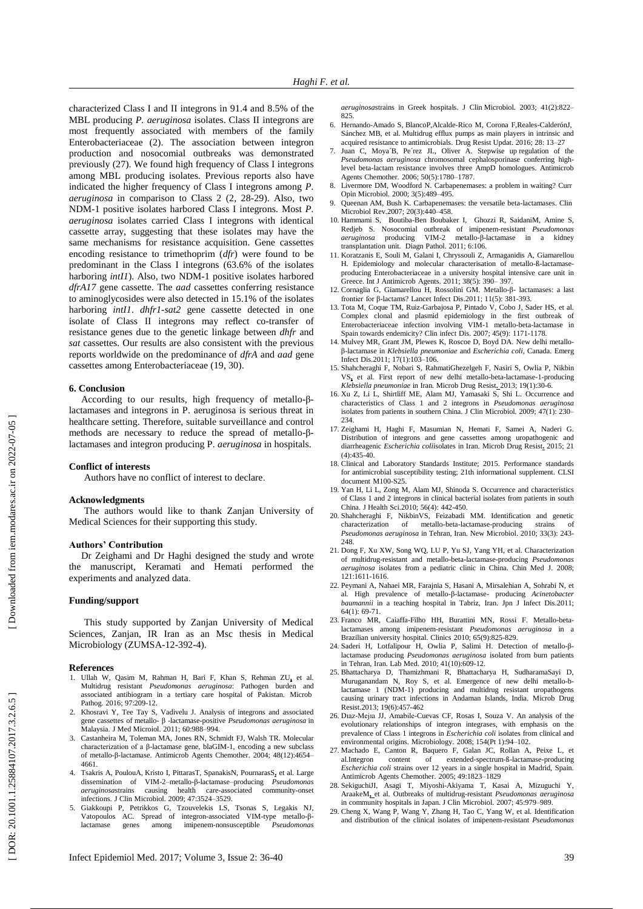characterized Class I and II integrons in 91.4 and 8.5% of the MBL producing *P. aeruginosa* isolates. Class II integrons are most frequently associated with members of the family Enterobacteriaceae (2). The association between integron production and nosocomial outbreaks was demonstrated previously (27). We found high frequency of Class I integrons among MBL producing isolates. Previous reports also have indicated the higher frequency of Class I integrons among *P. aeruginosa* in comparison to Class 2 (2, 28-29). Also, two NDM-1 positive isolates harbored Class I integrons. Most *P. aeruginosa* isolates carried Class I integrons with identical cassette array, suggesting that these isolates may have the same mechanisms for resistance acquisition. Gene cassettes encoding resistance to trimethoprim (*dfr*) were found to be predominant in the Class I integrons (63.6% of the isolates harboring *intI1*). Also, two NDM-1 positive isolates harbored *dfrA17* gene cassette. The *aad* cassettes conferring resistance to aminoglycosides were also detected in 15.1% of the isolates harboring *intI1*. *dhfr1-sat2* gene cassette detected in one isolate of Class II integrons may reflect co-transfer of resistance genes due to the genetic linkage between *dhfr* and *sat* cassettes. Our results are also consistent with the previous reports worldwide on the predominance of *dfrA* and *aad* gene cassettes among Enterobacteriaceae (19, 30).

## 6. Conclusion

According to our results, high frequency of metallo-β-lactamases and integrons in P. aeruginosa is serious threat in healthcare setting. Therefore, suitable surveillance and control methods are necessary to reduce the spread of metallo-β-lactamases and integron producing P. *aeruginosa* in hospitals.

### Conflict of interests

Authors have no conflict of interest to declare.

### Acknowledgments

The authors would like to thank Zanjan University of Medical Sciences for their supporting this study.

### Authors' Contribution

Dr Zeighami and Dr Haghi designed the study and wrote the manuscript, Keramati and Hemati performed the experiments and analyzed data.

### Funding/support

This study supported by Zanjan University of Medical Sciences, Zanjan, IR Iran as an Msc thesis in Medical Microbiology (ZUMSA-12-392-4).

### References

1. Ullah W, Qasim M, Rahman H, Bari F, Khan S, Rehman ZU, et al. Multidrug resistant *Pseudomonas aeruginosa*: Pathogen burden and associated antibiogram in a tertiary care hospital of Pakistan. Microb Pathog. 2016; 97:209-12.
2. Khosravi Y, Tee Tay S, Vadivelu J. Analysis of integrons and associated gene cassettes of metallo- β -lactamase-positive *Pseudomonas aeruginosa* in Malaysia. J Med Microiol. 2011; 60:988–994.
3. Castanheira M, Toleman MA, Jones RN, Schmidt FJ, Walsh TR. Molecular characterization of a β-lactamase gene, blaGIM-1, encoding a new subclass of metallo-β-lactamase. Antimicrob Agents Chemother. 2004; 48(12):4654–4661.
4. Tsakris A, PoulouA, Kristo I, PittarasT, SpanakisN, PournarasS, et al. Large dissemination of VIM-2–metallo-β-lactamase–producing *Pseudomonas aeruginosa*strains causing health care-associated community-onset infections. J Clin Microbiol. 2009; 47:3524–3529.
5. Giakkoupi P, Petrikkos G, Tzouvelekis LS, Tsonas S, Legakis NJ, Vatopoulos AC. Spread of integron-associated VIM-type metallo-β-lactamase genes among imipenem-nonsusceptible *Pseudomonas aeruginosa*strains in Greek hospitals. J Clin Microbiol. 2003; 41(2):822–825.
6. Hernando-Amado S, BlancoP,Alcalde-Rico M, Corona F,Reales-CalderónJ, Sánchez MB, et al. Multidrug efflux pumps as main players in intrinsic and acquired resistance to antimicrobials. Drug Resist Updat. 2016; 28: 13–27
7. Juan C, Moya´B, Pe´rez JL, Oliver A. Stepwise up regulation of the *Pseudomonas aeruginosa* chromosomal cephalosporinase conferring high-level beta-lactam resistance involves three AmpD homologues. Antimicrob Agents Chemother. 2006; 50(5):1780–1787.
8. Livermore DM, Woodford N. Carbapenemases: a problem in waiting? Curr Opin Microbiol. 2000; 3(5):489–495.
9. Queenan AM, Bush K. Carbapenemases: the versatile beta-lactamases. Clin Microbiol Rev.2007; 20(3):440–458.
10. Hammami S, Boutiba-Ben Boubaker I, Ghozzi R, SaidaniM, Amine S, Redjeb S. Nosocomial outbreak of imipenem-resistant *Pseudomonas aeruginosa* producing VIM-2 metallo-β-lactamase in a kidney transplantation unit. Diagn Pathol. 2011; 6:106.
11. Koratzanis E, Souli M, Galani I, Chryssouli Z, Armaganidis A, Giamarellou H. Epidemiology and molecular characterisation of metallo-ß-lactamase-producing Enterobacteriaceae in a university hospital intensive care unit in Greece. Int J Antimicrob Agents. 2011; 38(5): 390– 397.
12. Cornaglia G, Giamarellou H, Rossolini GM. Metallo-β- lactamases: a last frontier for β-lactams? Lancet Infect Dis.2011; 11(5): 381-393.
13. Tota M, Coque TM, Ruiz-Garbajosa P, Pintado V, Cobo J, Sader HS, et al. Complex clonal and plasmid epidemiology in the first outbreak of Enterobacteriaceae infection involving VIM-1 metallo-beta-lactamase in Spain towards endemicity? Clin infect Dis. 2007; 45(9): 1171-1178.
14. Mulvey MR, Grant JM, Plewes K, Roscoe D, Boyd DA. New delhi metallo-β-lactamase in *Klebsiella pneumoniae* and *Escherichia coli*, Canada. Emerg Infect Dis.2011; 17(1):103–106.
15. Shahcheraghi F, Nobari S, RahmatiGhezelgeh F, Nasiri S, Owlia P, Nikbin VS, et al. First report of new delhi metallo-beta-lactamase-1-producing *Klebsiella pneumoniae* in Iran. Microb Drug Resist. 2013; 19(1):30-6.
16. Xu Z, Li L, Shirtliff ME, Alam MJ, Yamasaki S, Shi L. Occurrence and characteristics of Class 1 and 2 integrons in *Pseudomonas aeruginosa* isolates from patients in southern China. J Clin Microbiol. 2009; 47(1): 230–234.
17. Zeighami H, Haghi F, Masumian N, Hemati F, Samei A, Naderi G. Distribution of integrons and gene cassettes among uropathogenic and diarrheagenic *Escherichia coli*isolates in Iran. Microb Drug Resist. 2015; 21 (4):435-40.
18. Clinical and Laboratory Standards Institute; 2015. Performance standards for antimicrobial susceptibility testing; 21th informational supplement. CLSI document M100-S25.
19. Yan H, Li L, Zong M, Alam MJ, Shinoda S. Occurrence and characteristics of Class 1 and 2 integrons in clinical bacterial isolates from patients in south China. J Health Sci.2010; 56(4): 442-450.
20. Shahcheraghi F, NikbinVS, Feizabadi MM. Identification and genetic characterization of metallo-beta-lactamase-producing strains of *Pseudomonas aeruginosa* in Tehran, Iran. New Microbiol. 2010; 33(3): 243-248.
21. Dong F, Xu XW, Song WQ, LU P, Yu SJ, Yang YH, et al. Characterization of multidrug-resistant and metallo-beta-lactamase-producing *Pseudomonas aeruginosa* isolates from a pediatric clinic in China. Chin Med J. 2008; 121:1611-1616.
22. Peymani A, Nahaei MR, Farajnia S, Hasani A, Mirsalehian A, Sohrabi N, et al. High prevalence of metallo-β-lactamase- producing *Acinetobacter baumannii* in a teaching hospital in Tabriz, Iran. Jpn J Infect Dis.2011; 64(1): 69-71.
23. Franco MR, Caiaffa-Filho HH, Burattini MN, Rossi F. Metallo-beta-lactamases among imipenem-resistant *Pseudomonas aeruginosa* in a Brazilian university hospital. Clinics 2010; 65(9):825-829.
24. Saderi H, Lotfalipour H, Owlia P, Salimi H. Detection of metallo-β-lactamase producing *Pseudomonas aeruginosa* isolated from burn patients in Tehran, Iran. Lab Med. 2010; 41(10):609-12.
25. Bhattacharya D, Thamizhmani R, Bhattacharya H, SudharamaSayi D, Muruganandam N, Roy S, et al. Emergence of new delhi metallo-b-lactamase 1 (NDM-1) producing and multidrug resistant uropathogens causing urinary tract infections in Andaman Islands, India. Microb Drug Resist.2013; 19(6):457-462
26. Dıaz-Mejıa JJ, Amabile-Cuevas CF, Rosas I, Souza V. An analysis of the evolutionary relationships of integron integrases, with emphasis on the prevalence of Class 1 integrons in *Escherichia coli* isolates from clinical and environmental origins. Microbiology. 2008; 154(Pt 1):94–102.
27. Machado E, Canton R, Baquero F, Galan JC, Rollan A, Peixe L, et al.Integron content of extended-spectrum-ß-lactamase-producing *Escherichia coli* strains over 12 years in a single hospital in Madrid, Spain. Antimicrob Agents Chemother. 2005; 49:1823–1829
28. SekiguchiJI, Asagi T, Miyoshi-Akiyama T, Kasai A, Mizuguchi Y, AraakeM, et al. Outbreaks of multidrug-resistant *Pseudomonas aeruginosa* in community hospitals in Japan. J Clin Microbiol. 2007; 45:979–989.
29. Cheng X, Wang P, Wang Y, Zhang H, Tao C, Yang W, et al. Identification and distribution of the clinical isolates of imipenem-resistant *Pseudomonas*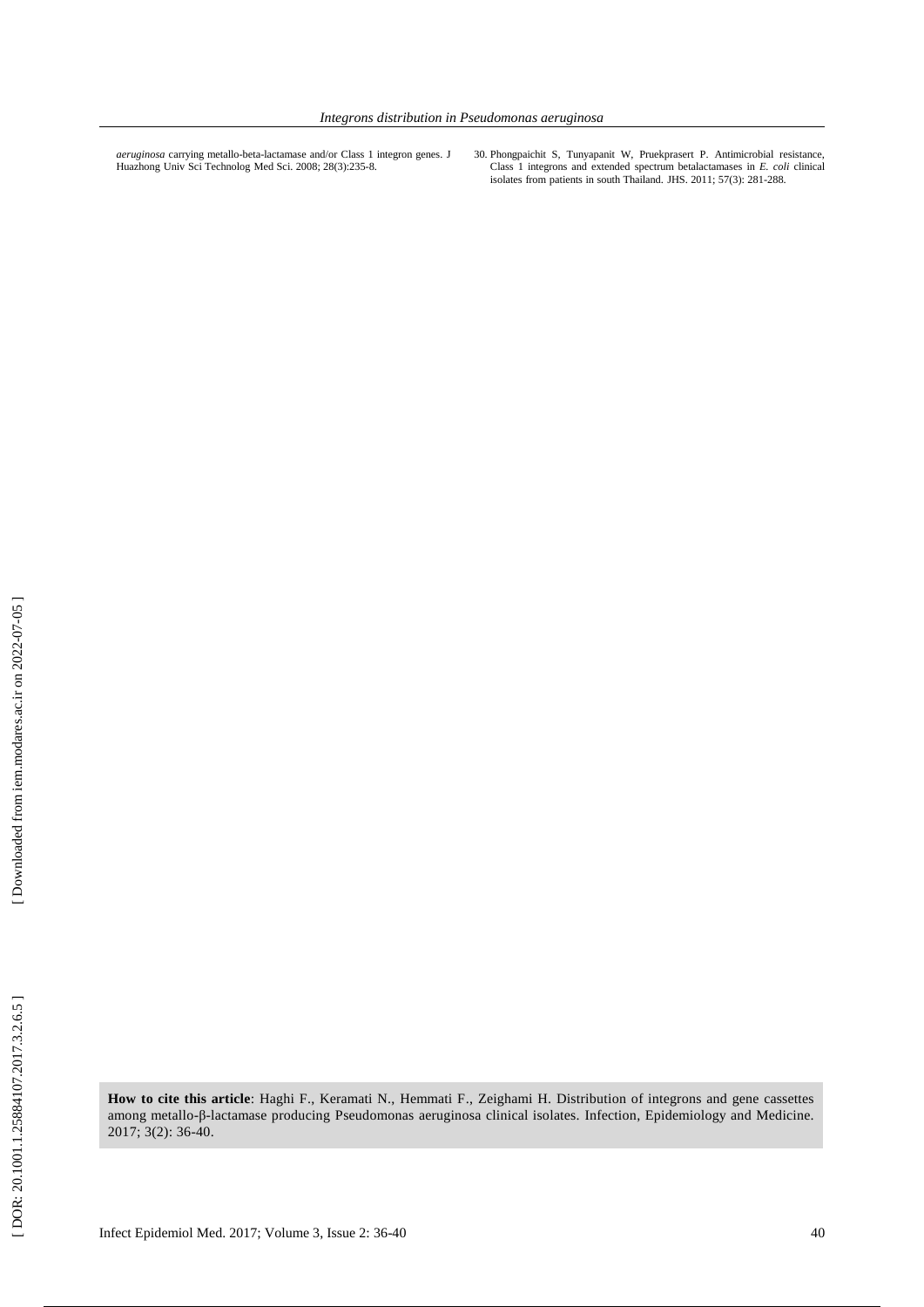*aeruginosa* carrying metallo-beta-lactamase and/or Class 1 integron genes. J Huazhong Univ Sci Technolog Med Sci. 2008; 28(3):235-8.

30. Phongpaichit S, Tunyapanit W, Pruekprasert P. Antimicrobial resistance, Class 1 integrons and extended spectrum betalactamases in *E. coli* clinical isolates from patients in south Thailand. JHS. 2011; 57(3): 281-288.

**How to cite this article**: Haghi F., Keramati N., Hemmati F., Zeighami H. Distribution of integrons and gene cassettes among metallo-β-lactamase producing Pseudomonas aeruginosa clinical isolates. Infection, Epidemiology and Medicine. 2017; 3(2): 36-40.